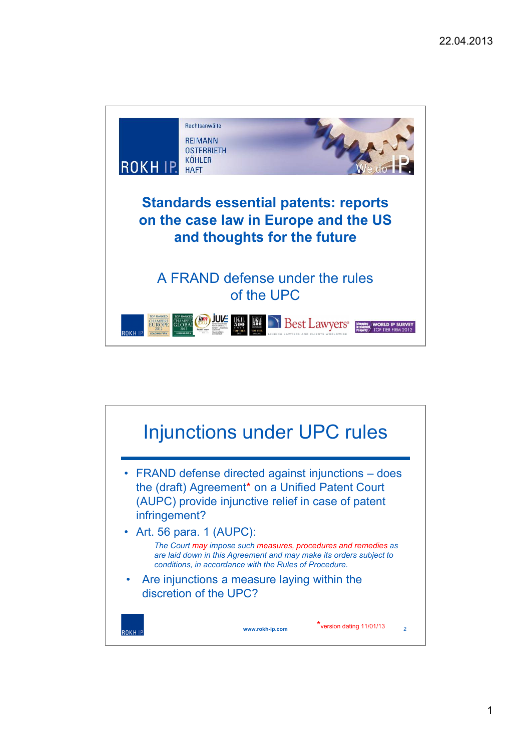Rechtsanwälte

REIMANN
OSTERRIETH
KÖHLER
HAFT

ROKH IP

We do IP.

# Standards essential patents: reports on the case law in Europe and the US and thoughts for the future

## A FRAND defense under the rules of the UPC

---

# Injunctions under UPC rules

- FRAND defense directed against injunctions – does the (draft) Agreement* on a Unified Patent Court (AUPC) provide injunctive relief in case of patent infringement?
- Art. 56 para. 1 (AUPC):

  *The Court may impose such measures, procedures and remedies as are laid down in this Agreement and may make its orders subject to conditions, in accordance with the Rules of Procedure.*

- Are injunctions a measure laying within the discretion of the UPC?

www.rokh-ip.com

*version dating 11/01/13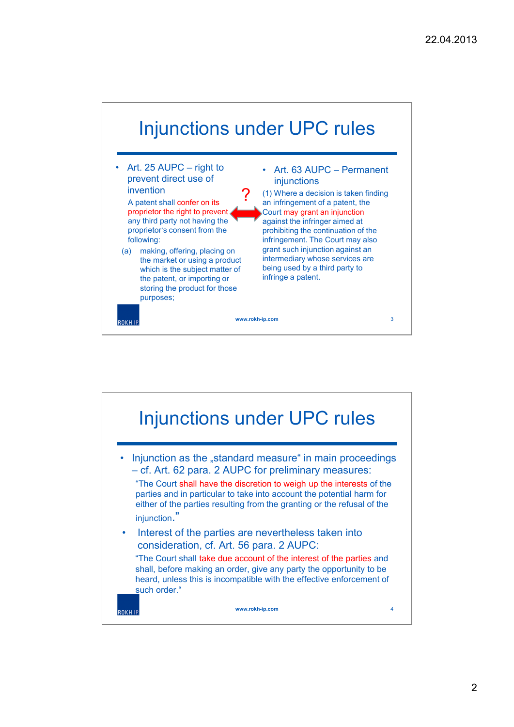# Injunctions under UPC rules

- Art. 25 AUPC – right to prevent direct use of invention

  A patent shall confer on its proprietor the right to prevent any third party not having the proprietor's consent from the following:

  (a) making, offering, placing on the market or using a product which is the subject matter of the patent, or importing or storing the product for those purposes;

?

- Art. 63 AUPC – Permanent injunctions

  (1) Where a decision is taken finding an infringement of a patent, the Court may grant an injunction against the infringer aimed at prohibiting the continuation of the infringement. The Court may also grant such injunction against an intermediary whose services are being used by a third party to infringe a patent.

www.rokh-ip.com

# Injunctions under UPC rules

- Injunction as the „standard measure" in main proceedings – cf. Art. 62 para. 2 AUPC for preliminary measures:

  "The Court shall have the discretion to weigh up the interests of the parties and in particular to take into account the potential harm for either of the parties resulting from the granting or the refusal of the injunction."

- Interest of the parties are nevertheless taken into consideration, cf. Art. 56 para. 2 AUPC:

  "The Court shall take due account of the interest of the parties and shall, before making an order, give any party the opportunity to be heard, unless this is incompatible with the effective enforcement of such order."

www.rokh-ip.com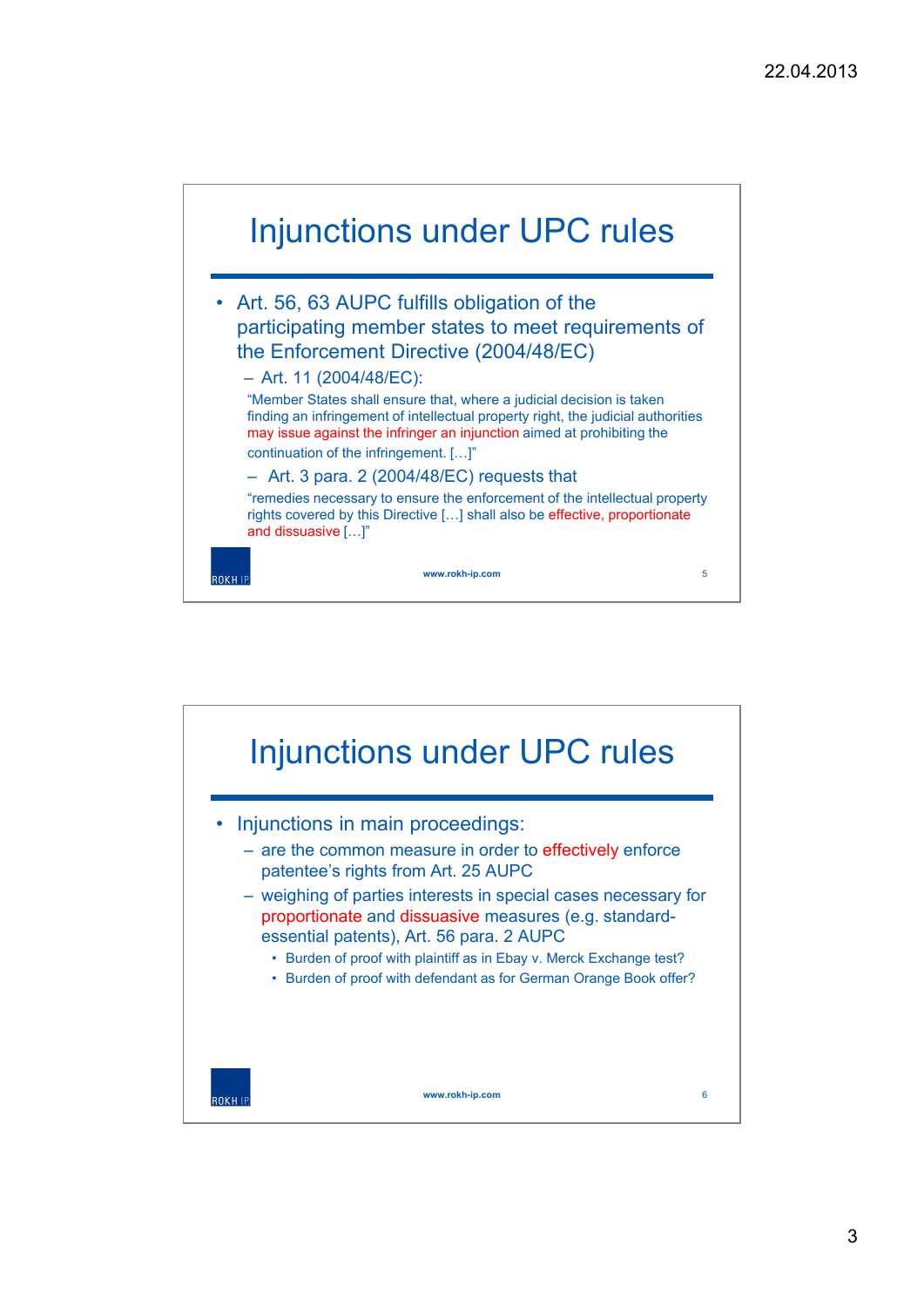# Injunctions under UPC rules

- Art. 56, 63 AUPC fulfills obligation of the participating member states to meet requirements of the Enforcement Directive (2004/48/EC)
  - Art. 11 (2004/48/EC):

    "Member States shall ensure that, where a judicial decision is taken finding an infringement of intellectual property right, the judicial authorities may issue against the infringer an injunction aimed at prohibiting the continuation of the infringement. […]"
  - Art. 3 para. 2 (2004/48/EC) requests that

    "remedies necessary to ensure the enforcement of the intellectual property rights covered by this Directive […] shall also be effective, proportionate and dissuasive […]"

www.rokh-ip.com

# Injunctions under UPC rules

- Injunctions in main proceedings:
  - are the common measure in order to effectively enforce patentee's rights from Art. 25 AUPC
  - weighing of parties interests in special cases necessary for proportionate and dissuasive measures (e.g. standard-essential patents), Art. 56 para. 2 AUPC
    - Burden of proof with plaintiff as in Ebay v. Merck Exchange test?
    - Burden of proof with defendant as for German Orange Book offer?

www.rokh-ip.com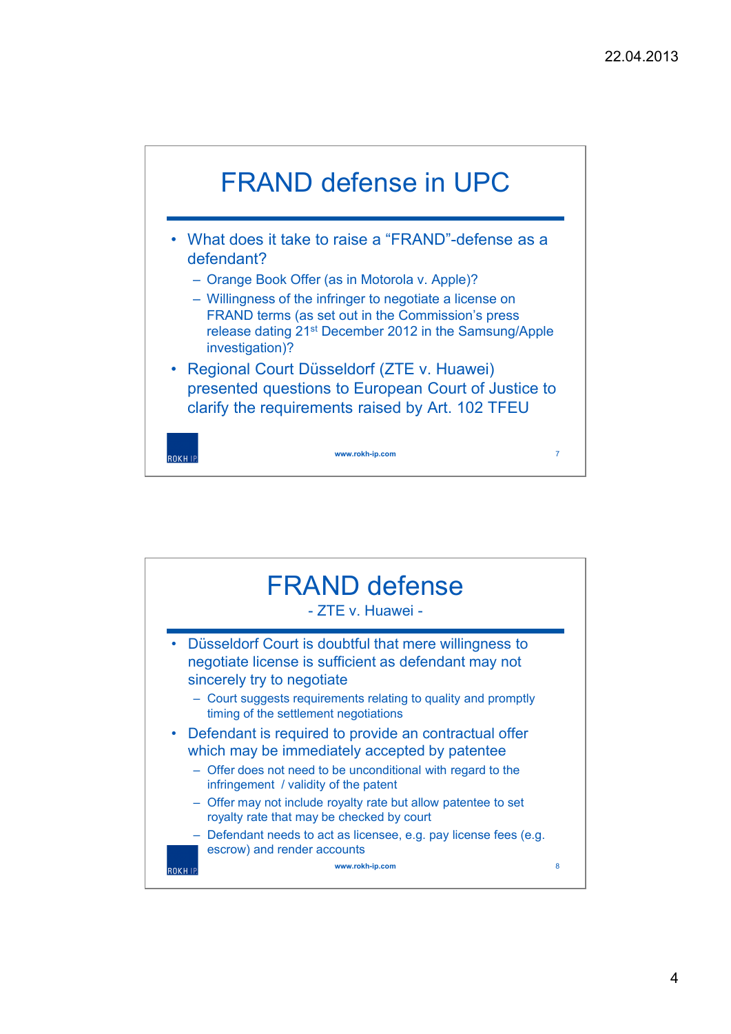## FRAND defense in UPC

- What does it take to raise a “FRAND”-defense as a defendant?
  - Orange Book Offer (as in Motorola v. Apple)?
  - Willingness of the infringer to negotiate a license on FRAND terms (as set out in the Commission’s press release dating 21st December 2012 in the Samsung/Apple investigation)?
- Regional Court Düsseldorf (ZTE v. Huawei) presented questions to European Court of Justice to clarify the requirements raised by Art. 102 TFEU

## FRAND defense

- ZTE v. Huawei -

- Düsseldorf Court is doubtful that mere willingness to negotiate license is sufficient as defendant may not sincerely try to negotiate
  - Court suggests requirements relating to quality and promptly timing of the settlement negotiations
- Defendant is required to provide an contractual offer which may be immediately accepted by patentee
  - Offer does not need to be unconditional with regard to the infringement / validity of the patent
  - Offer may not include royalty rate but allow patentee to set royalty rate that may be checked by court
  - Defendant needs to act as licensee, e.g. pay license fees (e.g. escrow) and render accounts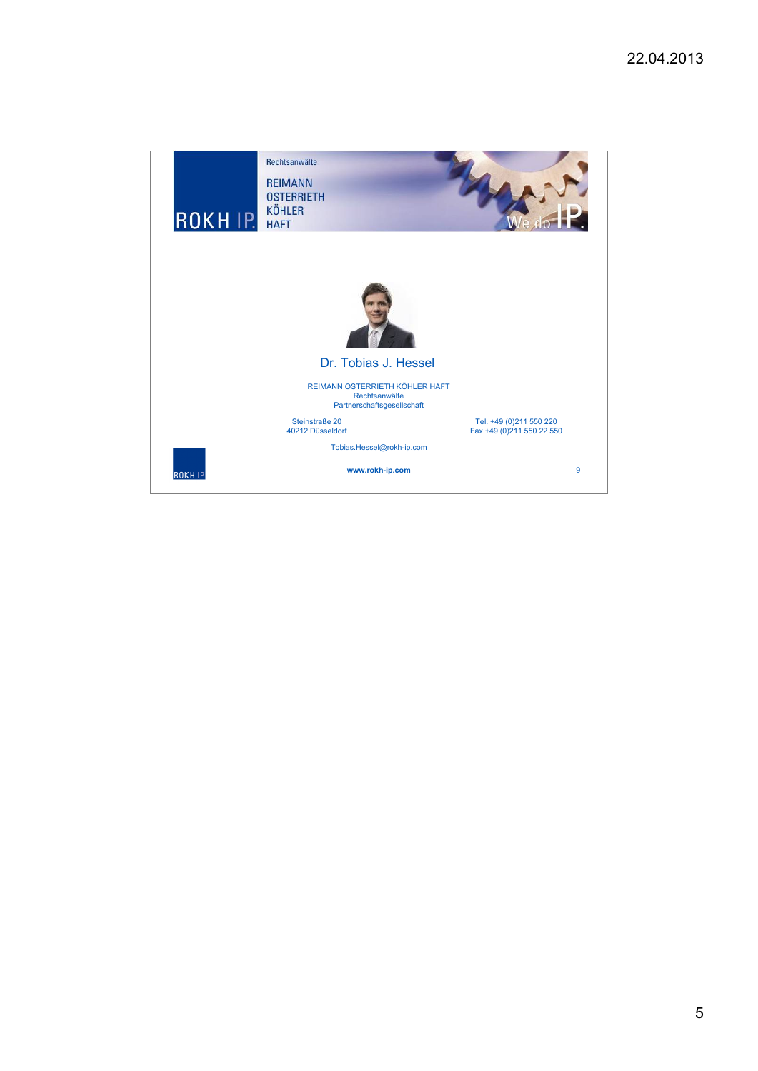Rechtsanwälte

REIMANN
OSTERRIETH
KÖHLER
HAFT

ROKH IP.

We do IP.

## Dr. Tobias J. Hessel

REIMANN OSTERRIETH KÖHLER HAFT
Rechtsanwälte
Partnerschaftsgesellschaft

Steinstraße 20
40212 Düsseldorf

Tel. +49 (0)211 550 220
Fax +49 (0)211 550 22 550

Tobias.Hessel@rokh-ip.com

ROKH IP.

**www.rokh-ip.com**

9